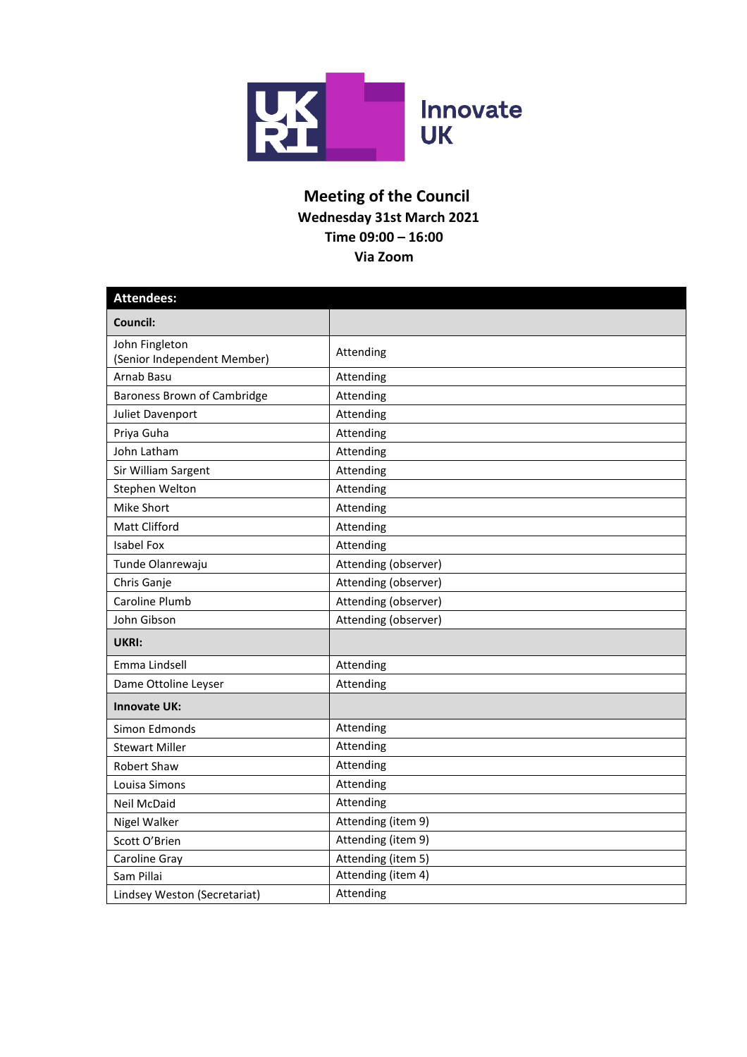# Meeting of the Council

**Wednesday 31st March 2021**
**Time 09:00 – 16:00**
**Via Zoom**

| **Attendees:** | |
|---|---|
| **Council:** | |
| John Fingleton (Senior Independent Member) | Attending |
| Arnab Basu | Attending |
| Baroness Brown of Cambridge | Attending |
| Juliet Davenport | Attending |
| Priya Guha | Attending |
| John Latham | Attending |
| Sir William Sargent | Attending |
| Stephen Welton | Attending |
| Mike Short | Attending |
| Matt Clifford | Attending |
| Isabel Fox | Attending |
| Tunde Olanrewaju | Attending (observer) |
| Chris Ganje | Attending (observer) |
| Caroline Plumb | Attending (observer) |
| John Gibson | Attending (observer) |
| **UKRI:** | |
| Emma Lindsell | Attending |
| Dame Ottoline Leyser | Attending |
| **Innovate UK:** | |
| Simon Edmonds | Attending |
| Stewart Miller | Attending |
| Robert Shaw | Attending |
| Louisa Simons | Attending |
| Neil McDaid | Attending |
| Nigel Walker | Attending (item 9) |
| Scott O'Brien | Attending (item 9) |
| Caroline Gray | Attending (item 5) |
| Sam Pillai | Attending (item 4) |
| Lindsey Weston (Secretariat) | Attending |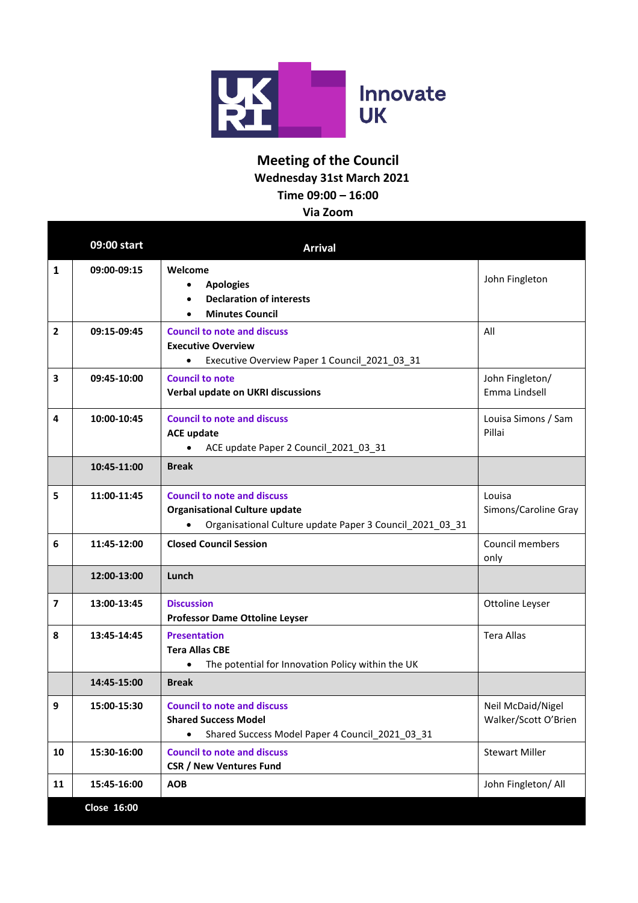Innovate UK

# Meeting of the Council

**Wednesday 31st March 2021**

**Time 09:00 – 16:00**

**Via Zoom**

| | **09:00 start** | **Arrival** | |
|---|---|---|---|
| **1** | **09:00-09:15** | **Welcome**<br>• **Apologies**<br>• **Declaration of interests**<br>• **Minutes Council** | John Fingleton |
| **2** | **09:15-09:45** | **Council to note and discuss**<br>**Executive Overview**<br>• Executive Overview Paper 1 Council_2021_03_31 | All |
| **3** | **09:45-10:00** | **Council to note**<br>**Verbal update on UKRI discussions** | John Fingleton/ Emma Lindsell |
| **4** | **10:00-10:45** | **Council to note and discuss**<br>**ACE update**<br>• ACE update Paper 2 Council_2021_03_31 | Louisa Simons / Sam Pillai |
| | **10:45-11:00** | **Break** | |
| **5** | **11:00-11:45** | **Council to note and discuss**<br>**Organisational Culture update**<br>• Organisational Culture update Paper 3 Council_2021_03_31 | Louisa Simons/Caroline Gray |
| **6** | **11:45-12:00** | **Closed Council Session** | Council members only |
| | **12:00-13:00** | **Lunch** | |
| **7** | **13:00-13:45** | **Discussion**<br>**Professor Dame Ottoline Leyser** | Ottoline Leyser |
| **8** | **13:45-14:45** | **Presentation**<br>**Tera Allas CBE**<br>• The potential for Innovation Policy within the UK | Tera Allas |
| | **14:45-15:00** | **Break** | |
| **9** | **15:00-15:30** | **Council to note and discuss**<br>**Shared Success Model**<br>• Shared Success Model Paper 4 Council_2021_03_31 | Neil McDaid/Nigel Walker/Scott O'Brien |
| **10** | **15:30-16:00** | **Council to note and discuss**<br>**CSR / New Ventures Fund** | Stewart Miller |
| **11** | **15:45-16:00** | **AOB** | John Fingleton/ All |
| | **Close 16:00** | | |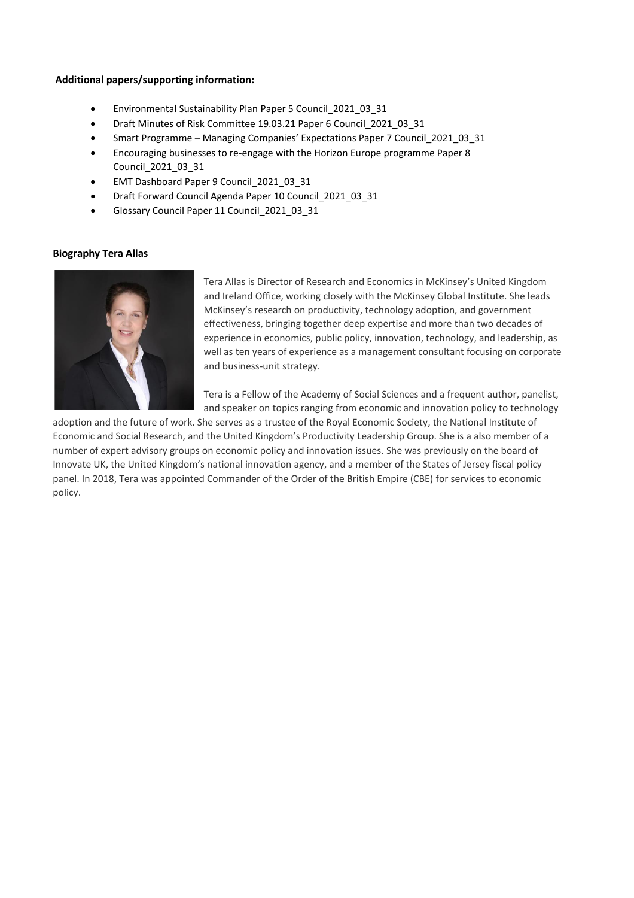**Additional papers/supporting information:**

- Environmental Sustainability Plan Paper 5 Council_2021_03_31
- Draft Minutes of Risk Committee 19.03.21 Paper 6 Council_2021_03_31
- Smart Programme – Managing Companies' Expectations Paper 7 Council_2021_03_31
- Encouraging businesses to re-engage with the Horizon Europe programme Paper 8 Council_2021_03_31
- EMT Dashboard Paper 9 Council_2021_03_31
- Draft Forward Council Agenda Paper 10 Council_2021_03_31
- Glossary Council Paper 11 Council_2021_03_31

**Biography Tera Allas**

Tera Allas is Director of Research and Economics in McKinsey's United Kingdom and Ireland Office, working closely with the McKinsey Global Institute. She leads McKinsey's research on productivity, technology adoption, and government effectiveness, bringing together deep expertise and more than two decades of experience in economics, public policy, innovation, technology, and leadership, as well as ten years of experience as a management consultant focusing on corporate and business-unit strategy.

Tera is a Fellow of the Academy of Social Sciences and a frequent author, panelist, and speaker on topics ranging from economic and innovation policy to technology adoption and the future of work. She serves as a trustee of the Royal Economic Society, the National Institute of Economic and Social Research, and the United Kingdom's Productivity Leadership Group. She is a also member of a number of expert advisory groups on economic policy and innovation issues. She was previously on the board of Innovate UK, the United Kingdom's national innovation agency, and a member of the States of Jersey fiscal policy panel. In 2018, Tera was appointed Commander of the Order of the British Empire (CBE) for services to economic policy.